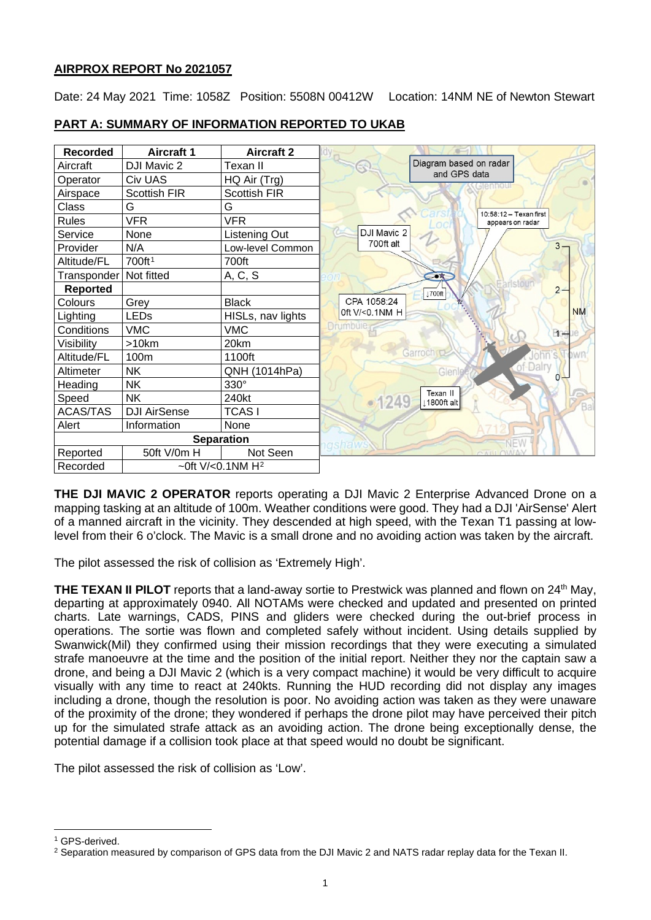**AIRPROX REPORT No 2021057**

Date: 24 May 2021 Time: 1058Z Position: 5508N 00412W Location: 14NM NE of Newton Stewart

## PART A: SUMMARY OF INFORMATION REPORTED TO UKAB

| Recorded | Aircraft 1 | Aircraft 2 |
|---|---|---|
| Aircraft | DJI Mavic 2 | Texan II |
| Operator | Civ UAS | HQ Air (Trg) |
| Airspace | Scottish FIR | Scottish FIR |
| Class | G | G |
| Rules | VFR | VFR |
| Service | None | Listening Out |
| Provider | N/A | Low-level Common |
| Altitude/FL | 700ft[1] | 700ft |
| Transponder | Not fitted | A, C, S |
| **Reported** | | |
| Colours | Grey | Black |
| Lighting | LEDs | HISLs, nav lights |
| Conditions | VMC | VMC |
| Visibility | >10km | 20km |
| Altitude/FL | 100m | 1100ft |
| Altimeter | NK | QNH (1014hPa) |
| Heading | NK | 330° |
| Speed | NK | 240kt |
| ACAS/TAS | DJI AirSense | TCAS I |
| Alert | Information | None |
| **Separation** | | |
| Reported | 50ft V/0m H | Not Seen |
| Recorded | ~0ft V/<0.1NM H[2] | |

Diagram based on radar and GPS data

10:58:12 – Texan first appears on radar

DJI Mavic 2 700ft alt

CPA 1058:24 0ft V/<0.1NM H

Texan II ↓1800ft alt

**THE DJI MAVIC 2 OPERATOR** reports operating a DJI Mavic 2 Enterprise Advanced Drone on a mapping tasking at an altitude of 100m. Weather conditions were good. They had a DJI 'AirSense' Alert of a manned aircraft in the vicinity. They descended at high speed, with the Texan T1 passing at low-level from their 6 o'clock. The Mavic is a small drone and no avoiding action was taken by the aircraft.

The pilot assessed the risk of collision as 'Extremely High'.

**THE TEXAN II PILOT** reports that a land-away sortie to Prestwick was planned and flown on 24th May, departing at approximately 0940. All NOTAMs were checked and updated and presented on printed charts. Late warnings, CADS, PINS and gliders were checked during the out-brief process in operations. The sortie was flown and completed safely without incident. Using details supplied by Swanwick(Mil) they confirmed using their mission recordings that they were executing a simulated strafe manoeuvre at the time and the position of the initial report. Neither they nor the captain saw a drone, and being a DJI Mavic 2 (which is a very compact machine) it would be very difficult to acquire visually with any time to react at 240kts. Running the HUD recording did not display any images including a drone, though the resolution is poor. No avoiding action was taken as they were unaware of the proximity of the drone; they wondered if perhaps the drone pilot may have perceived their pitch up for the simulated strafe attack as an avoiding action. The drone being exceptionally dense, the potential damage if a collision took place at that speed would no doubt be significant.

The pilot assessed the risk of collision as 'Low'.

[1] GPS-derived.

[2] Separation measured by comparison of GPS data from the DJI Mavic 2 and NATS radar replay data for the Texan II.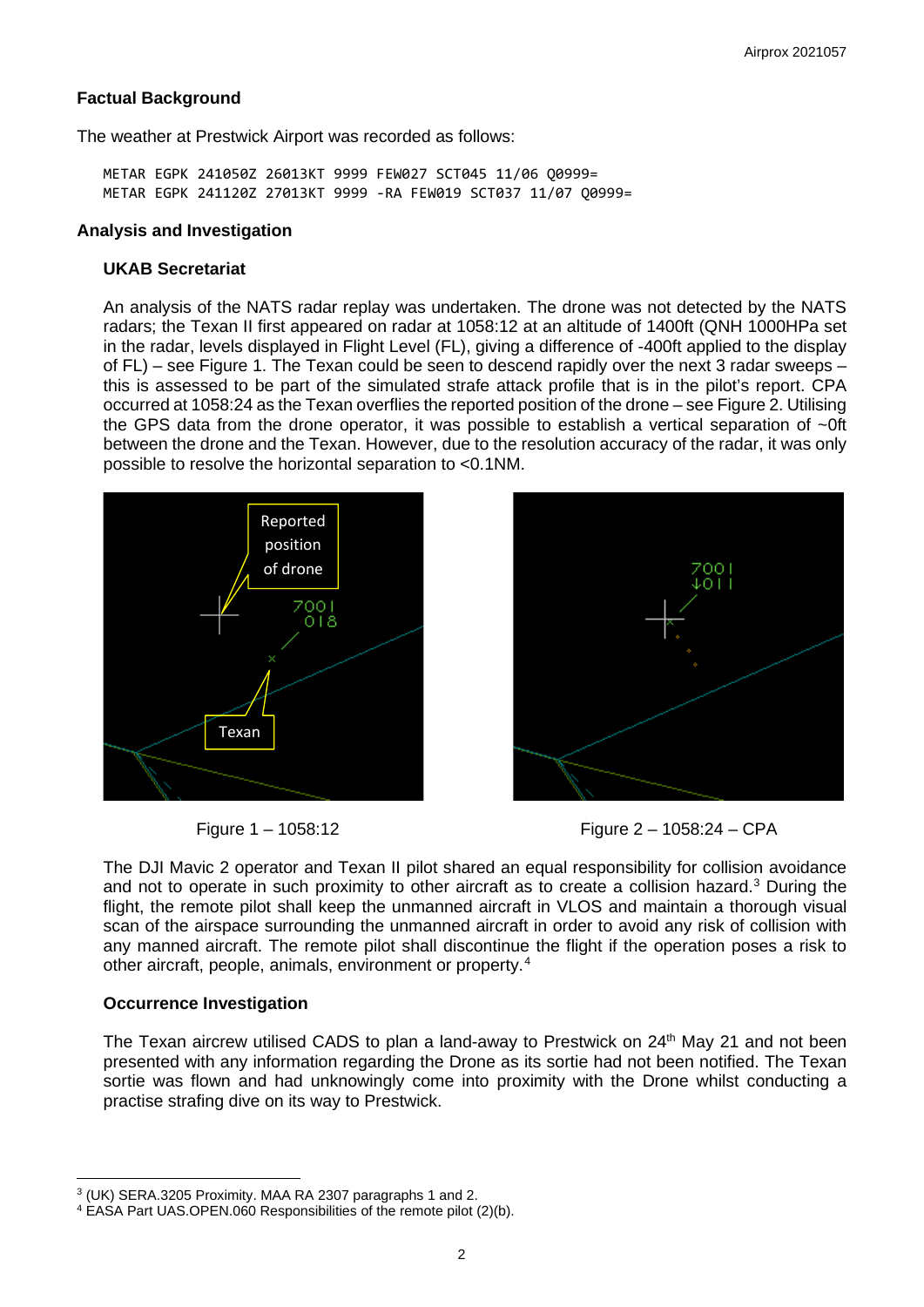## Factual Background

The weather at Prestwick Airport was recorded as follows:

```
METAR EGPK 241050Z 26013KT 9999 FEW027 SCT045 11/06 Q0999=
METAR EGPK 241120Z 27013KT 9999 -RA FEW019 SCT037 11/07 Q0999=
```

## Analysis and Investigation

### UKAB Secretariat

An analysis of the NATS radar replay was undertaken. The drone was not detected by the NATS radars; the Texan II first appeared on radar at 1058:12 at an altitude of 1400ft (QNH 1000HPa set in the radar, levels displayed in Flight Level (FL), giving a difference of -400ft applied to the display of FL) – see Figure 1. The Texan could be seen to descend rapidly over the next 3 radar sweeps – this is assessed to be part of the simulated strafe attack profile that is in the pilot's report. CPA occurred at 1058:24 as the Texan overflies the reported position of the drone – see Figure 2. Utilising the GPS data from the drone operator, it was possible to establish a vertical separation of ~0ft between the drone and the Texan. However, due to the resolution accuracy of the radar, it was only possible to resolve the horizontal separation to <0.1NM.

Figure 1 – 1058:12

Figure 2 – 1058:24 – CPA

The DJI Mavic 2 operator and Texan II pilot shared an equal responsibility for collision avoidance and not to operate in such proximity to other aircraft as to create a collision hazard.[3] During the flight, the remote pilot shall keep the unmanned aircraft in VLOS and maintain a thorough visual scan of the airspace surrounding the unmanned aircraft in order to avoid any risk of collision with any manned aircraft. The remote pilot shall discontinue the flight if the operation poses a risk to other aircraft, people, animals, environment or property.[4]

### Occurrence Investigation

The Texan aircrew utilised CADS to plan a land-away to Prestwick on 24th May 21 and not been presented with any information regarding the Drone as its sortie had not been notified. The Texan sortie was flown and had unknowingly come into proximity with the Drone whilst conducting a practise strafing dive on its way to Prestwick.

---

[3] (UK) SERA.3205 Proximity. MAA RA 2307 paragraphs 1 and 2.

[4] EASA Part UAS.OPEN.060 Responsibilities of the remote pilot (2)(b).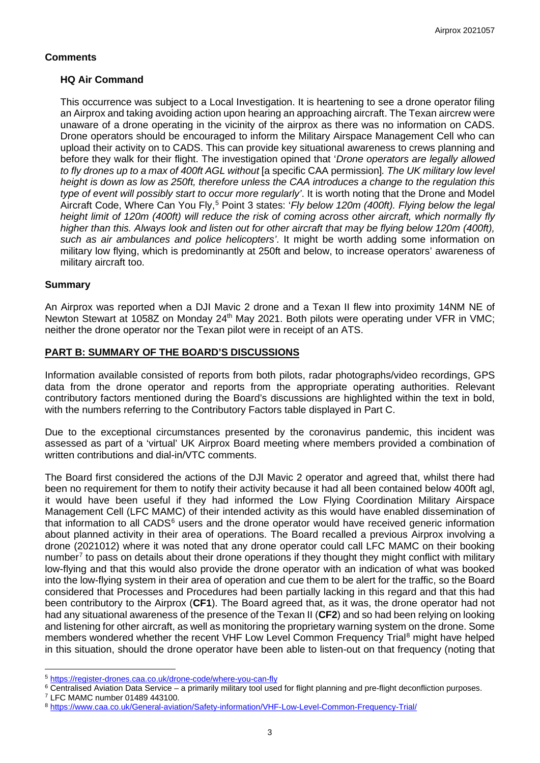## Comments

### HQ Air Command

This occurrence was subject to a Local Investigation. It is heartening to see a drone operator filing an Airprox and taking avoiding action upon hearing an approaching aircraft. The Texan aircrew were unaware of a drone operating in the vicinity of the airprox as there was no information on CADS. Drone operators should be encouraged to inform the Military Airspace Management Cell who can upload their activity on to CADS. This can provide key situational awareness to crews planning and before they walk for their flight. The investigation opined that '*Drone operators are legally allowed to fly drones up to a max of 400ft AGL without* [a specific CAA permission]*. The UK military low level height is down as low as 250ft, therefore unless the CAA introduces a change to the regulation this type of event will possibly start to occur more regularly*'. It is worth noting that the Drone and Model Aircraft Code, Where Can You Fly,[5] Point 3 states: '*Fly below 120m (400ft). Flying below the legal height limit of 120m (400ft) will reduce the risk of coming across other aircraft, which normally fly higher than this. Always look and listen out for other aircraft that may be flying below 120m (400ft), such as air ambulances and police helicopters*'. It might be worth adding some information on military low flying, which is predominantly at 250ft and below, to increase operators' awareness of military aircraft too.

## Summary

An Airprox was reported when a DJI Mavic 2 drone and a Texan II flew into proximity 14NM NE of Newton Stewart at 1058Z on Monday 24th May 2021. Both pilots were operating under VFR in VMC; neither the drone operator nor the Texan pilot were in receipt of an ATS.

## PART B: SUMMARY OF THE BOARD'S DISCUSSIONS

Information available consisted of reports from both pilots, radar photographs/video recordings, GPS data from the drone operator and reports from the appropriate operating authorities. Relevant contributory factors mentioned during the Board's discussions are highlighted within the text in bold, with the numbers referring to the Contributory Factors table displayed in Part C.

Due to the exceptional circumstances presented by the coronavirus pandemic, this incident was assessed as part of a 'virtual' UK Airprox Board meeting where members provided a combination of written contributions and dial-in/VTC comments.

The Board first considered the actions of the DJI Mavic 2 operator and agreed that, whilst there had been no requirement for them to notify their activity because it had all been contained below 400ft agl, it would have been useful if they had informed the Low Flying Coordination Military Airspace Management Cell (LFC MAMC) of their intended activity as this would have enabled dissemination of that information to all CADS[6] users and the drone operator would have received generic information about planned activity in their area of operations. The Board recalled a previous Airprox involving a drone (2021012) where it was noted that any drone operator could call LFC MAMC on their booking number[7] to pass on details about their drone operations if they thought they might conflict with military low-flying and that this would also provide the drone operator with an indication of what was booked into the low-flying system in their area of operation and cue them to be alert for the traffic, so the Board considered that Processes and Procedures had been partially lacking in this regard and that this had been contributory to the Airprox (**CF1**). The Board agreed that, as it was, the drone operator had not had any situational awareness of the presence of the Texan II (**CF2**) and so had been relying on looking and listening for other aircraft, as well as monitoring the proprietary warning system on the drone. Some members wondered whether the recent VHF Low Level Common Frequency Trial[8] might have helped in this situation, should the drone operator have been able to listen-out on that frequency (noting that

---

[5] https://register-drones.caa.co.uk/drone-code/where-you-can-fly

[6] Centralised Aviation Data Service – a primarily military tool used for flight planning and pre-flight deconfliction purposes.

[7] LFC MAMC number 01489 443100.

[8] https://www.caa.co.uk/General-aviation/Safety-information/VHF-Low-Level-Common-Frequency-Trial/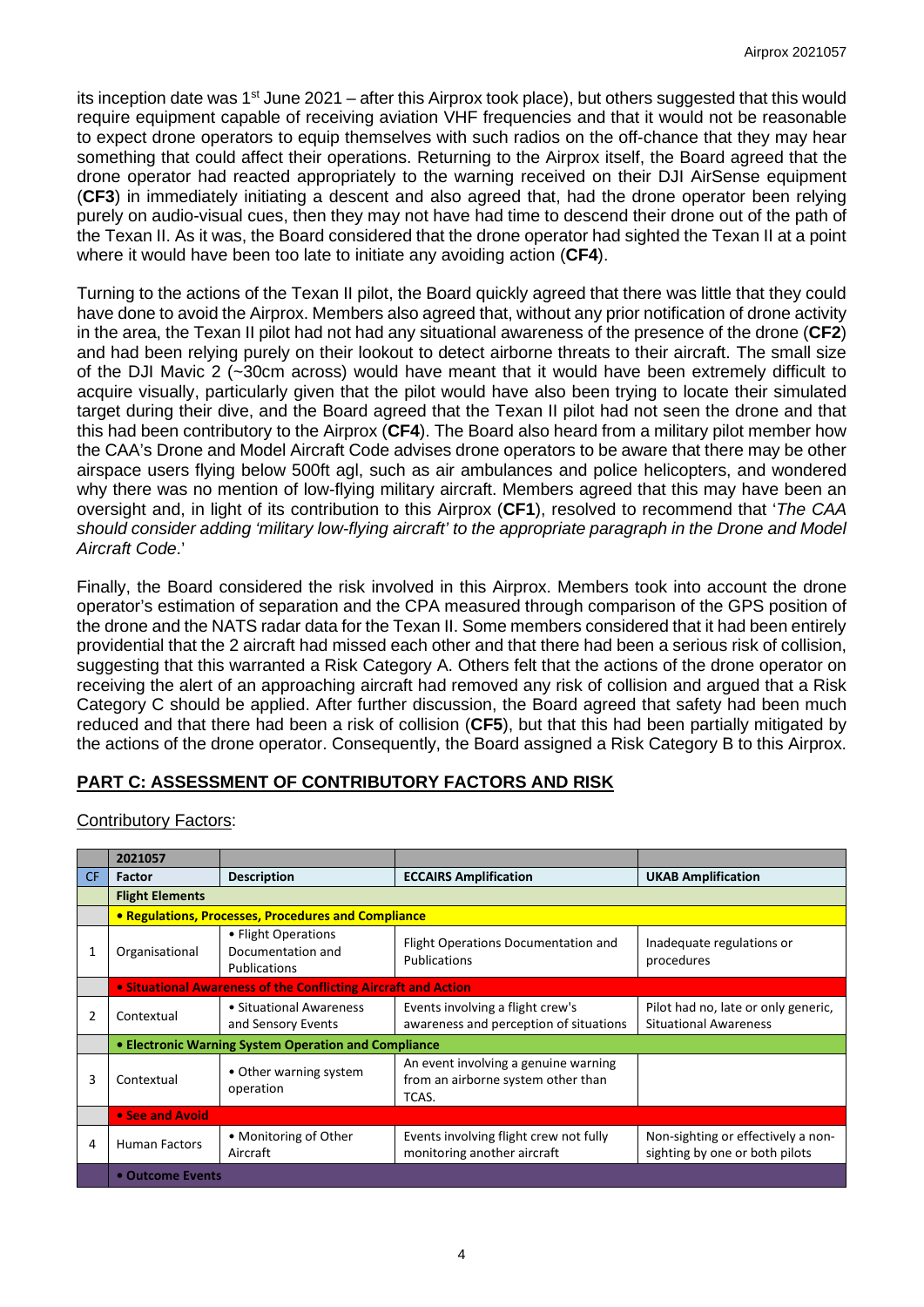its inception date was 1st June 2021 – after this Airprox took place), but others suggested that this would require equipment capable of receiving aviation VHF frequencies and that it would not be reasonable to expect drone operators to equip themselves with such radios on the off-chance that they may hear something that could affect their operations. Returning to the Airprox itself, the Board agreed that the drone operator had reacted appropriately to the warning received on their DJI AirSense equipment (**CF3**) in immediately initiating a descent and also agreed that, had the drone operator been relying purely on audio-visual cues, then they may not have had time to descend their drone out of the path of the Texan II. As it was, the Board considered that the drone operator had sighted the Texan II at a point where it would have been too late to initiate any avoiding action (**CF4**).

Turning to the actions of the Texan II pilot, the Board quickly agreed that there was little that they could have done to avoid the Airprox. Members also agreed that, without any prior notification of drone activity in the area, the Texan II pilot had not had any situational awareness of the presence of the drone (**CF2**) and had been relying purely on their lookout to detect airborne threats to their aircraft. The small size of the DJI Mavic 2 (~30cm across) would have meant that it would have been extremely difficult to acquire visually, particularly given that the pilot would have also been trying to locate their simulated target during their dive, and the Board agreed that the Texan II pilot had not seen the drone and that this had been contributory to the Airprox (**CF4**). The Board also heard from a military pilot member how the CAA's Drone and Model Aircraft Code advises drone operators to be aware that there may be other airspace users flying below 500ft agl, such as air ambulances and police helicopters, and wondered why there was no mention of low-flying military aircraft. Members agreed that this may have been an oversight and, in light of its contribution to this Airprox (**CF1**), resolved to recommend that '*The CAA should consider adding 'military low-flying aircraft' to the appropriate paragraph in the Drone and Model Aircraft Code*.'

Finally, the Board considered the risk involved in this Airprox. Members took into account the drone operator's estimation of separation and the CPA measured through comparison of the GPS position of the drone and the NATS radar data for the Texan II. Some members considered that it had been entirely providential that the 2 aircraft had missed each other and that there had been a serious risk of collision, suggesting that this warranted a Risk Category A. Others felt that the actions of the drone operator on receiving the alert of an approaching aircraft had removed any risk of collision and argued that a Risk Category C should be applied. After further discussion, the Board agreed that safety had been much reduced and that there had been a risk of collision (**CF5**), but that this had been partially mitigated by the actions of the drone operator. Consequently, the Board assigned a Risk Category B to this Airprox.

## PART C: ASSESSMENT OF CONTRIBUTORY FACTORS AND RISK

Contributory Factors:

| | 2021057 | | | |
|---|---|---|---|---|
| CF | Factor | Description | ECCAIRS Amplification | UKAB Amplification |
| | **Flight Elements** | | | |
| | **• Regulations, Processes, Procedures and Compliance** | | | |
| 1 | Organisational | • Flight Operations Documentation and Publications | Flight Operations Documentation and Publications | Inadequate regulations or procedures |
| | **• Situational Awareness of the Conflicting Aircraft and Action** | | | |
| 2 | Contextual | • Situational Awareness and Sensory Events | Events involving a flight crew's awareness and perception of situations | Pilot had no, late or only generic, Situational Awareness |
| | **• Electronic Warning System Operation and Compliance** | | | |
| 3 | Contextual | • Other warning system operation | An event involving a genuine warning from an airborne system other than TCAS. | |
| | **• See and Avoid** | | | |
| 4 | Human Factors | • Monitoring of Other Aircraft | Events involving flight crew not fully monitoring another aircraft | Non-sighting or effectively a non-sighting by one or both pilots |
| | **• Outcome Events** | | | |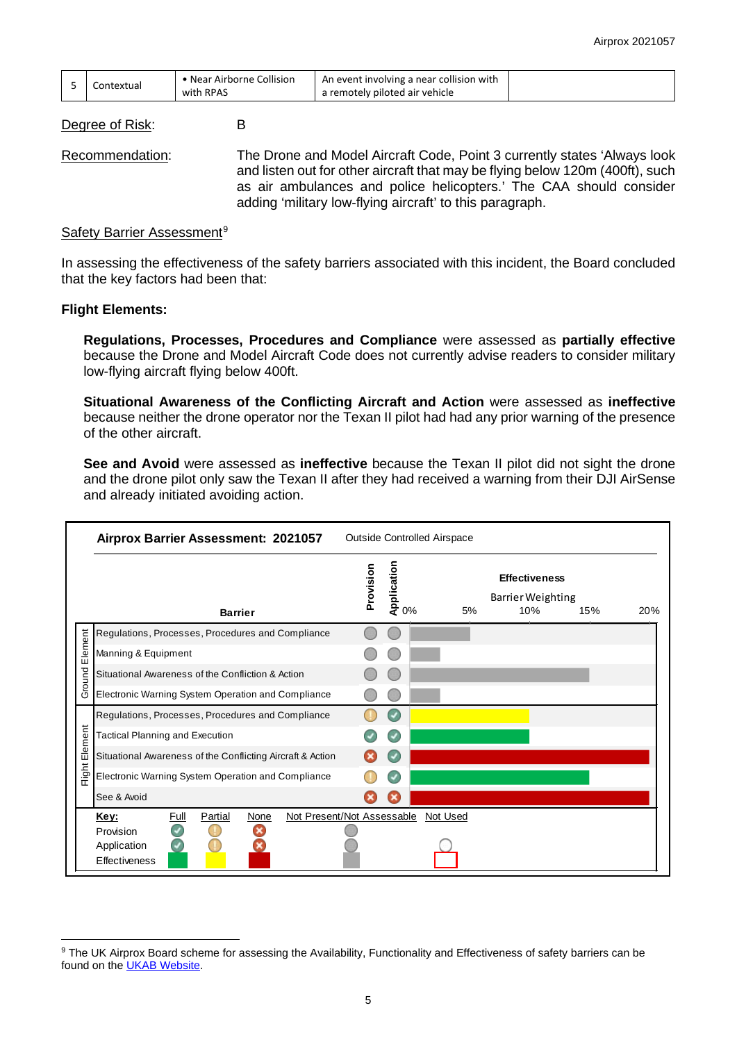| | | | | |
|---|---|---|---|---|
| 5 | Contextual | • Near Airborne Collision with RPAS | An event involving a near collision with a remotely piloted air vehicle | |

Degree of Risk: B

Recommendation: The Drone and Model Aircraft Code, Point 3 currently states 'Always look and listen out for other aircraft that may be flying below 120m (400ft), such as air ambulances and police helicopters.' The CAA should consider adding 'military low-flying aircraft' to this paragraph.

Safety Barrier Assessment[9]

In assessing the effectiveness of the safety barriers associated with this incident, the Board concluded that the key factors had been that:

**Flight Elements:**

**Regulations, Processes, Procedures and Compliance** were assessed as **partially effective** because the Drone and Model Aircraft Code does not currently advise readers to consider military low-flying aircraft flying below 400ft.

**Situational Awareness of the Conflicting Aircraft and Action** were assessed as **ineffective** because neither the drone operator nor the Texan II pilot had had any prior warning of the presence of the other aircraft.

**See and Avoid** were assessed as **ineffective** because the Texan II pilot did not sight the drone and the drone pilot only saw the Texan II after they had received a warning from their DJI AirSense and already initiated avoiding action.

**Airprox Barrier Assessment: 2021057**
Outside Controlled Airspace

Barrier
Provision
Application
Effectiveness
Barrier Weighting
0% 5% 10% 15% 20%

Ground Element
Regulations, Processes, Procedures and Compliance
Manning & Equipment
Situational Awareness of the Confliction & Action
Electronic Warning System Operation and Compliance

Flight Element
Regulations, Processes, Procedures and Compliance
Tactical Planning and Execution
Situational Awareness of the Conflicting Aircraft & Action
Electronic Warning System Operation and Compliance
See & Avoid

Key: Full Partial None Not Present/Not Assessable Not Used
Provision
Application
Effectiveness

[9] The UK Airprox Board scheme for assessing the Availability, Functionality and Effectiveness of safety barriers can be found on the UKAB Website.